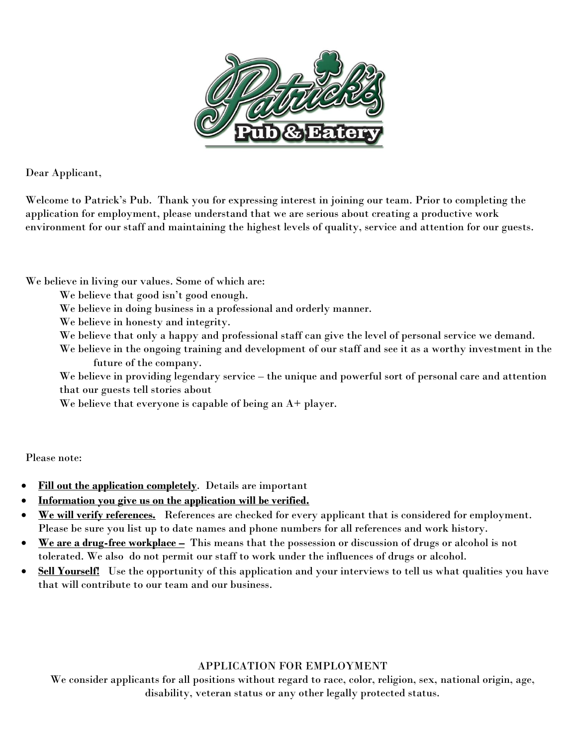Patrick's Pub & Eatery

Dear Applicant,

Welcome to Patrick's Pub. Thank you for expressing interest in joining our team. Prior to completing the application for employment, please understand that we are serious about creating a productive work environment for our staff and maintaining the highest levels of quality, service and attention for our guests.

We believe in living our values. Some of which are:

- We believe that good isn't good enough.
- We believe in doing business in a professional and orderly manner.
- We believe in honesty and integrity.
- We believe that only a happy and professional staff can give the level of personal service we demand.
- We believe in the ongoing training and development of our staff and see it as a worthy investment in the future of the company.
- We believe in providing legendary service – the unique and powerful sort of personal care and attention that our guests tell stories about
- We believe that everyone is capable of being an A+ player.

Please note:

- **Fill out the application completely**. Details are important
- **Information you give us on the application will be verified.**
- **We will verify references.** References are checked for every applicant that is considered for employment. Please be sure you list up to date names and phone numbers for all references and work history.
- **We are a drug-free workplace –** This means that the possession or discussion of drugs or alcohol is not tolerated. We also do not permit our staff to work under the influences of drugs or alcohol.
- **Sell Yourself!** Use the opportunity of this application and your interviews to tell us what qualities you have that will contribute to our team and our business.

## APPLICATION FOR EMPLOYMENT

We consider applicants for all positions without regard to race, color, religion, sex, national origin, age, disability, veteran status or any other legally protected status.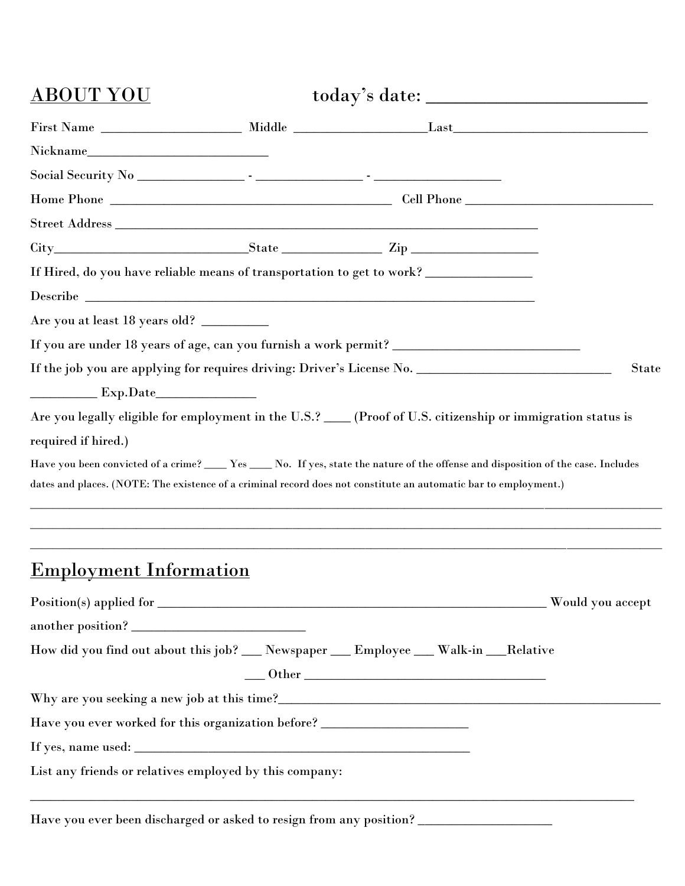## ABOUT YOU

**today's date: ______________________**

First Name ____________________ Middle ___________________Last_____________________________

Nickname__________________________

Social Security No _______________ - _______________ - __________________

Home Phone ___________________________________________ Cell Phone ___________________________

Street Address _________________________________________________________________

City______________________________State _______________ Zip __________________

If Hired, do you have reliable means of transportation to get to work? _______________

Describe ______________________________________________________________

Are you at least 18 years old? __________

If you are under 18 years of age, can you furnish a work permit? _____________________________

If the job you are applying for requires driving: Driver's License No. _____________________________ State __________ Exp.Date_______________

Are you legally eligible for employment in the U.S.? ____ (Proof of U.S. citizenship or immigration status is required if hired.)

Have you been convicted of a crime? ____ Yes ____ No. If yes, state the nature of the offense and disposition of the case. Includes dates and places. (NOTE: The existence of a criminal record does not constitute an automatic bar to employment.)

__________________________________________________________________________________________

__________________________________________________________________________________________

__________________________________________________________________________________________

## Employment Information

Position(s) applied for ____________________________________________________________ Would you accept another position? __________________________

How did you find out about this job? ___ Newspaper ___ Employee ___ Walk-in ___Relative ___ Other _____________________________________

Why are you seeking a new job at this time?_________________________________________________________

Have you ever worked for this organization before? ______________________

If yes, name used: ___________________________________________________

List any friends or relatives employed by this company:

__________________________________________________________________________________________

Have you ever been discharged or asked to resign from any position? ____________________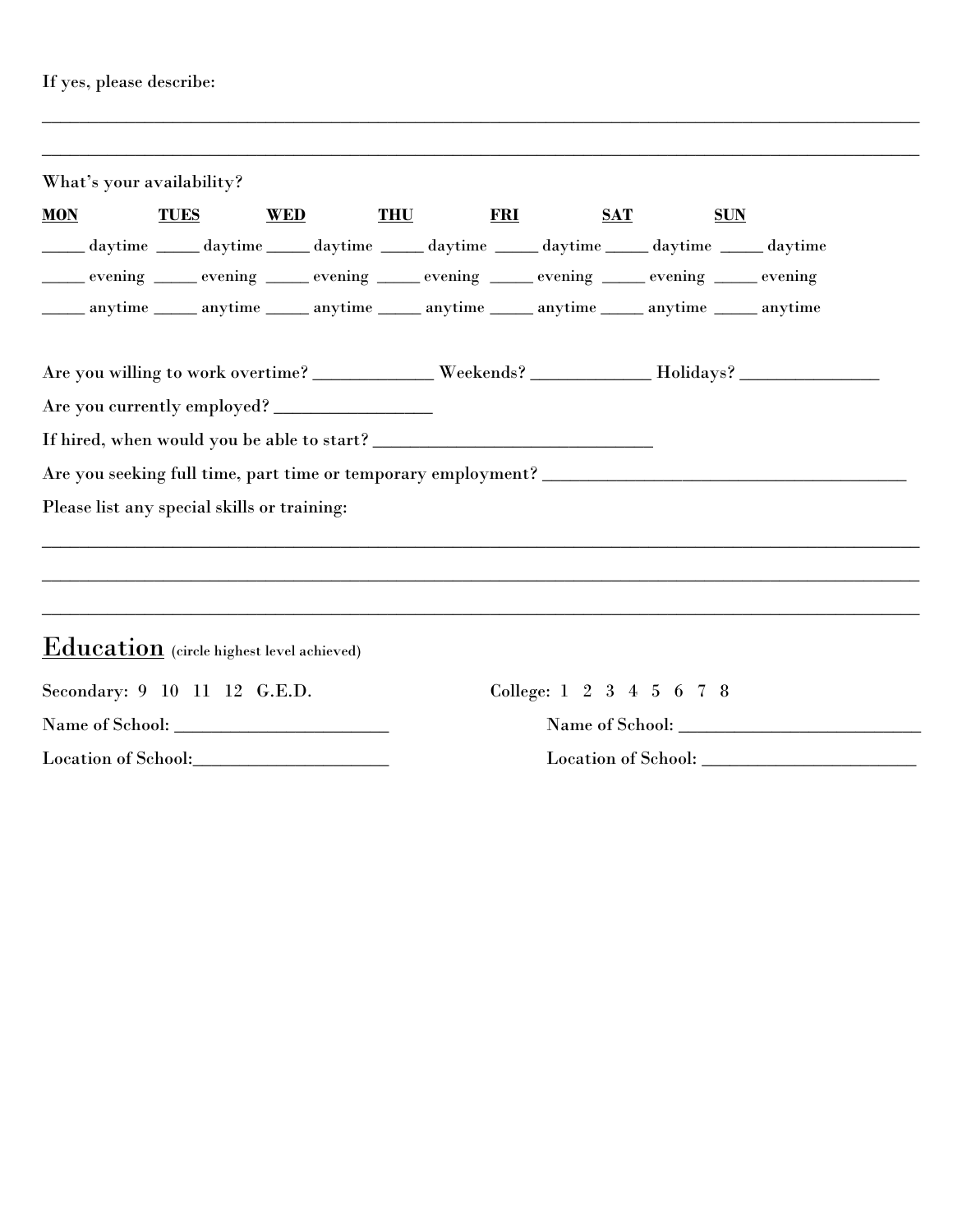If yes, please describe:

_______________________________________________________________________________________________

_______________________________________________________________________________________________

What's your availability?

| **MON** | **TUES** | **WED** | **THU** | **FRI** | **SAT** | **SUN** |
|---|---|---|---|---|---|---|
| _____ daytime | _____ daytime | _____ daytime | _____ daytime | _____ daytime | _____ daytime | _____ daytime |
| _____ evening | _____ evening | _____ evening | _____ evening | _____ evening | _____ evening | _____ evening |
| _____ anytime | _____ anytime | _____ anytime | _____ anytime | _____ anytime | _____ anytime | _____ anytime |

Are you willing to work overtime? _____________ Weekends? _____________ Holidays? _______________

Are you currently employed? _________________

If hired, when would you be able to start? ______________________________

Are you seeking full time, part time or temporary employment? ________________________________________

Please list any special skills or training:

_______________________________________________________________________________________________

_______________________________________________________________________________________________

_______________________________________________________________________________________________

## Education (circle highest level achieved)

Secondary: 9 10 11 12 G.E.D.

Name of School: _______________________

Location of School:_____________________

College: 1 2 3 4 5 6 7 8

Name of School: ___________________________

Location of School: _______________________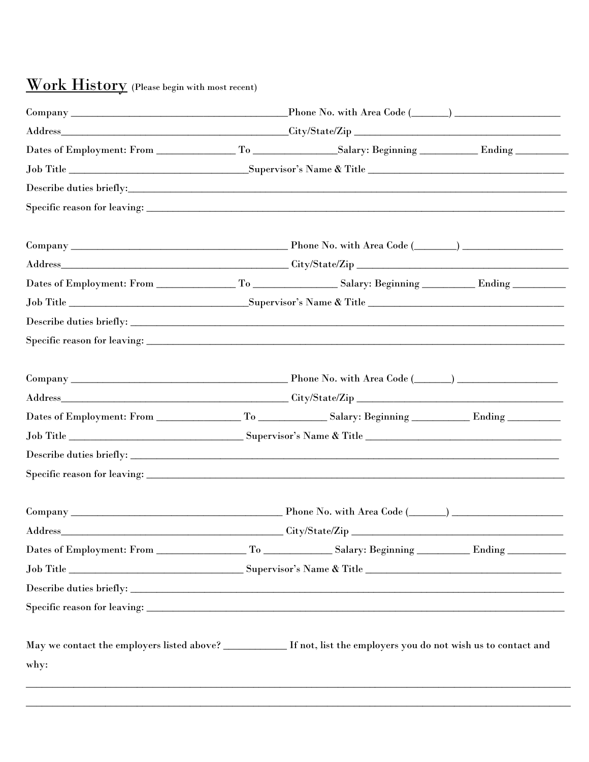## Work History (Please begin with most recent)

Company ________________________________________ Phone No. with Area Code (_______) ____________________

Address__________________________________________ City/State/Zip ________________________________________

Dates of Employment: From _______________ To _______________ Salary: Beginning ___________ Ending __________

Job Title _________________________________ Supervisor's Name & Title ____________________________________

Describe duties briefly: ______________________________________________________________________________

Specific reason for leaving: ___________________________________________________________________________

Company ________________________________________ Phone No. with Area Code (________) ___________________

Address__________________________________________ City/State/Zip ________________________________________

Dates of Employment: From _______________ To _______________ Salary: Beginning __________ Ending __________

Job Title _________________________________ Supervisor's Name & Title ____________________________________

Describe duties briefly: ______________________________________________________________________________

Specific reason for leaving: ___________________________________________________________________________

Company ________________________________________ Phone No. with Area Code (_______) ___________________

Address__________________________________________ City/State/Zip ________________________________________

Dates of Employment: From ________________ To _____________ Salary: Beginning ___________ Ending __________

Job Title _________________________________ Supervisor's Name & Title ____________________________________

Describe duties briefly: ______________________________________________________________________________

Specific reason for leaving: ___________________________________________________________________________

Company _______________________________________ Phone No. with Area Code (_______) _____________________

Address_________________________________________ City/State/Zip ________________________________________

Dates of Employment: From _________________ To _____________ Salary: Beginning __________ Ending ___________

Job Title _________________________________ Supervisor's Name & Title ____________________________________

Describe duties briefly: ______________________________________________________________________________

Specific reason for leaving: ___________________________________________________________________________

May we contact the employers listed above? ____________ If not, list the employers you do not wish us to contact and why:

______________________________________________________________________________________________________

______________________________________________________________________________________________________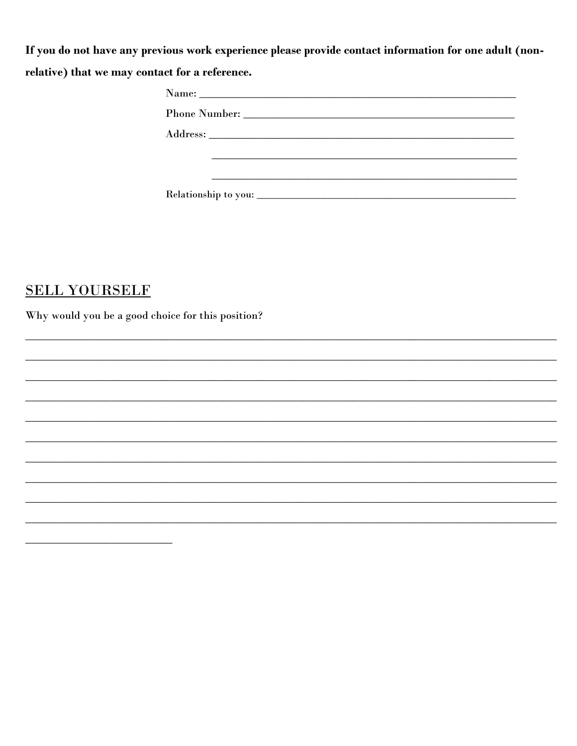**If you do not have any previous work experience please provide contact information for one adult (non-relative) that we may contact for a reference.**

Name: ___________________________________________________________

Phone Number: ____________________________________________________

Address: _________________________________________________________

_________________________________________________________

_________________________________________________________

Relationship to you: _______________________________________________

## <u>SELL YOURSELF</u>

Why would you be a good choice for this position?

_____________________________________________________________________________________________

_____________________________________________________________________________________________

_____________________________________________________________________________________________

_____________________________________________________________________________________________

_____________________________________________________________________________________________

_____________________________________________________________________________________________

_____________________________________________________________________________________________

_____________________________________________________________________________________________

_____________________________________________________________________________________________

_____________________________________________________________________________________________

__________________________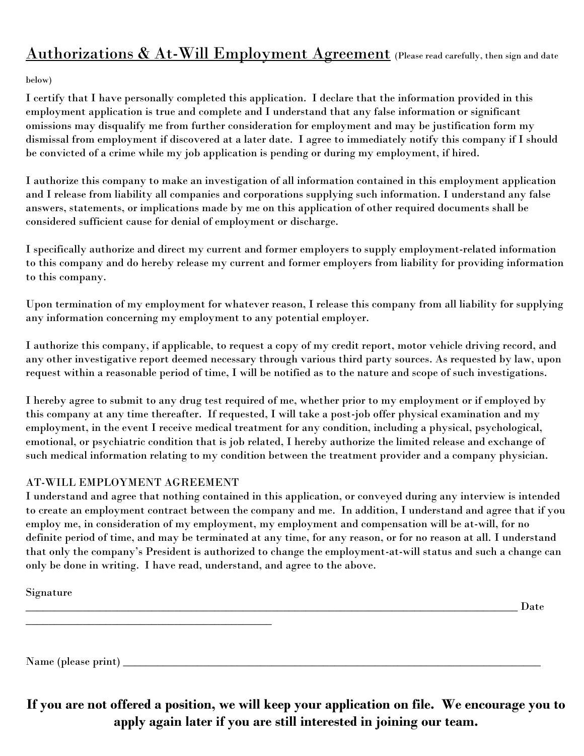## <u>Authorizations & At-Will Employment Agreement</u> (Please read carefully, then sign and date below)

I certify that I have personally completed this application. I declare that the information provided in this employment application is true and complete and I understand that any false information or significant omissions may disqualify me from further consideration for employment and may be justification form my dismissal from employment if discovered at a later date. I agree to immediately notify this company if I should be convicted of a crime while my job application is pending or during my employment, if hired.

I authorize this company to make an investigation of all information contained in this employment application and I release from liability all companies and corporations supplying such information. I understand any false answers, statements, or implications made by me on this application of other required documents shall be considered sufficient cause for denial of employment or discharge.

I specifically authorize and direct my current and former employers to supply employment-related information to this company and do hereby release my current and former employers from liability for providing information to this company.

Upon termination of my employment for whatever reason, I release this company from all liability for supplying any information concerning my employment to any potential employer.

I authorize this company, if applicable, to request a copy of my credit report, motor vehicle driving record, and any other investigative report deemed necessary through various third party sources. As requested by law, upon request within a reasonable period of time, I will be notified as to the nature and scope of such investigations.

I hereby agree to submit to any drug test required of me, whether prior to my employment or if employed by this company at any time thereafter. If requested, I will take a post-job offer physical examination and my employment, in the event I receive medical treatment for any condition, including a physical, psychological, emotional, or psychiatric condition that is job related, I hereby authorize the limited release and exchange of such medical information relating to my condition between the treatment provider and a company physician.

AT-WILL EMPLOYMENT AGREEMENT

I understand and agree that nothing contained in this application, or conveyed during any interview is intended to create an employment contract between the company and me. In addition, I understand and agree that if you employ me, in consideration of my employment, my employment and compensation will be at-will, for no definite period of time, and may be terminated at any time, for any reason, or for no reason at all. I understand that only the company's President is authorized to change the employment-at-will status and such a change can only be done in writing. I have read, understand, and agree to the above.

Signature

_______________________________________________________________________________ Date _______________________________________

Name (please print) ______________________________________________________________

**If you are not offered a position, we will keep your application on file. We encourage you to apply again later if you are still interested in joining our team.**